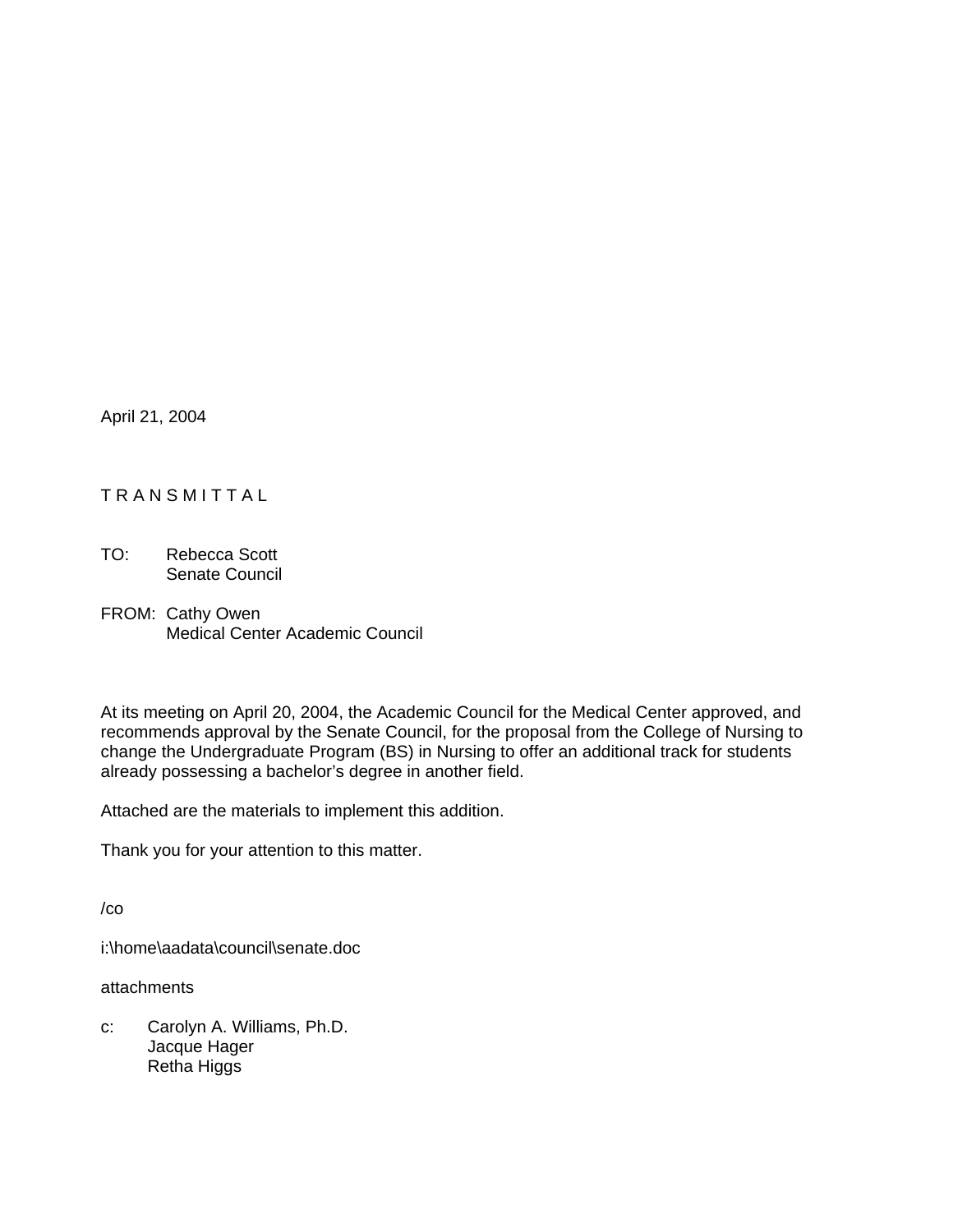April 21, 2004

T R A N S M I T T A L

TO: Rebecca Scott
Senate Council

FROM: Cathy Owen
Medical Center Academic Council

At its meeting on April 20, 2004, the Academic Council for the Medical Center approved, and recommends approval by the Senate Council, for the proposal from the College of Nursing to change the Undergraduate Program (BS) in Nursing to offer an additional track for students already possessing a bachelor's degree in another field.

Attached are the materials to implement this addition.

Thank you for your attention to this matter.

/co

i:\home\aadata\council\senate.doc

attachments

c: Carolyn A. Williams, Ph.D.
Jacque Hager
Retha Higgs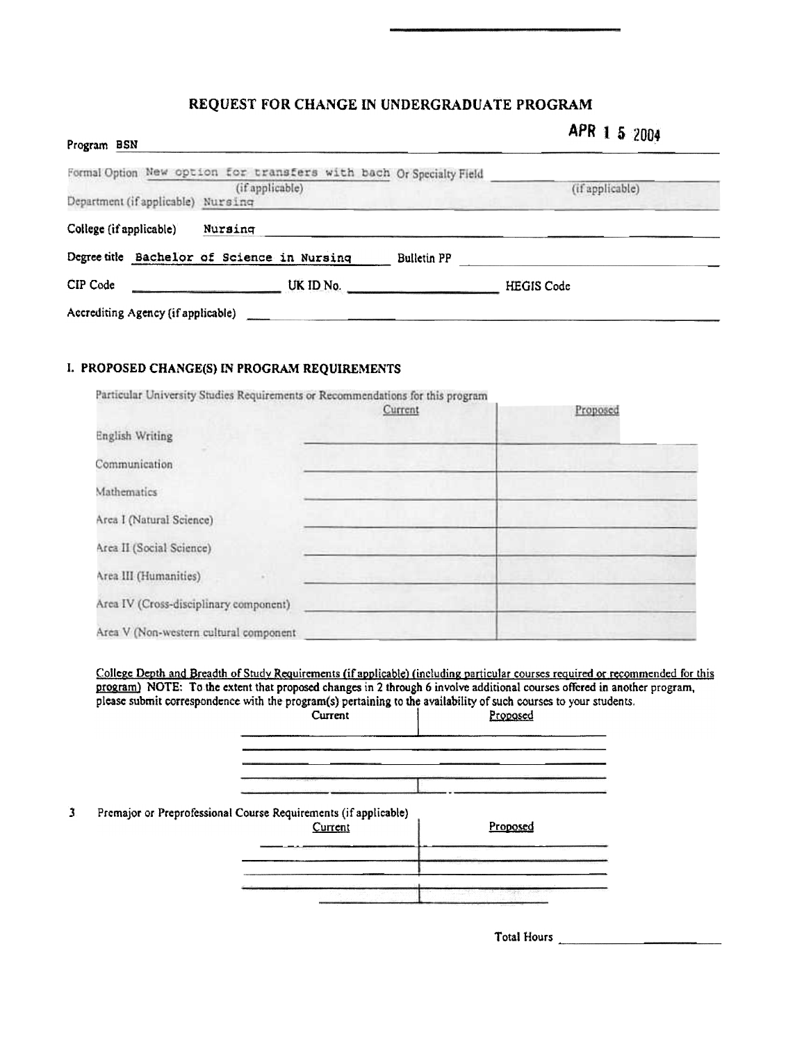# REQUEST FOR CHANGE IN UNDERGRADUATE PROGRAM

APR 1 5 2004

Program BSN

Formal Option (if applicable) New option for transfers with bach Or Specialty Field (if applicable)

Department (if applicable) Nursing

College (if applicable) Nursing

Degree title Bachelor of Science in Nursing Bulletin PP

CIP Code UK ID No. HEGIS Code

Accrediting Agency (if applicable)

## I. PROPOSED CHANGE(S) IN PROGRAM REQUIREMENTS

Particular University Studies Requirements or Recommendations for this program

| | Current | Proposed |
|---|---|---|
| English Writing | | |
| Communication | | |
| Mathematics | | |
| Area I (Natural Science) | | |
| Area II (Social Science) | | |
| Area III (Humanities) | | |
| Area IV (Cross-disciplinary component) | | |
| Area V (Non-western cultural component | | |

College Depth and Breadth of Study Requirements (if applicable) (including particular courses required or recommended for this program) NOTE: To the extent that proposed changes in 2 through 6 involve additional courses offered in another program, please submit correspondence with the program(s) pertaining to the availability of such courses to your students.

| Current | Proposed |
|---|---|
| | |
| | |
| | |

3 Premajor or Preprofessional Course Requirements (if applicable)

| Current | Proposed |
|---|---|
| | |
| | |
| | |

Total Hours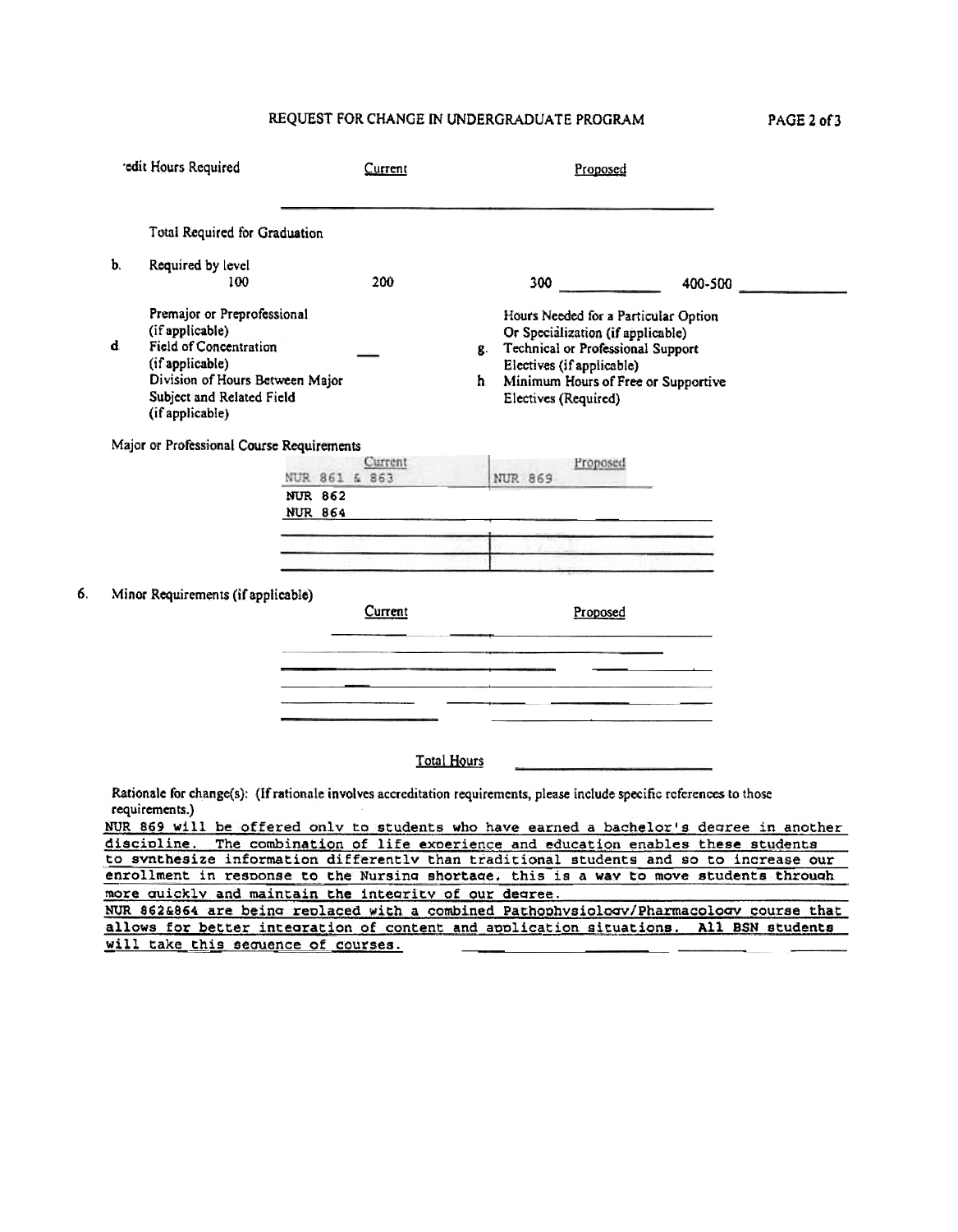# REQUEST FOR CHANGE IN UNDERGRADUATE PROGRAM

'edit Hours Required

| | Current | Proposed |
|---|---|---|
| Total Required for Graduation | | |

b. Required by level

| 100 | 200 | 300 | 400-500 |
|---|---|---|---|
| | | | |

Premajor or Preprofessional (if applicable)

d. Field of Concentration (if applicable)

Division of Hours Between Major Subject and Related Field (if applicable)

Hours Needed for a Particular Option Or Specialization (if applicable)

g. Technical or Professional Support Electives (if applicable)

h. Minimum Hours of Free or Supportive Electives (Required)

Major or Professional Course Requirements

| Current | Proposed |
|---|---|
| NUR 861 & 863 | NUR 869 |
| NUR 862 | |
| NUR 864 | |
| | |
| | |

6. Minor Requirements (if applicable)

| Current | Proposed |
|---|---|
| | |
| | |
| | |
| | |
| | |

Total Hours

Rationale for change(s): (If rationale involves accreditation requirements, please include specific references to those requirements.)

NUR 869 will be offered only to students who have earned a bachelor's degree in another discipline. The combination of life experience and education enables these students to synthesize information differently than traditional students and so to increase our enrollment in response to the Nursing shortage, this is a way to move students through more quickly and maintain the integrity of our degree.

NUR 862&864 are being replaced with a combined Pathophysiology/Pharmacology course that allows for better integration of content and application situations. All BSN students will take this sequence of courses.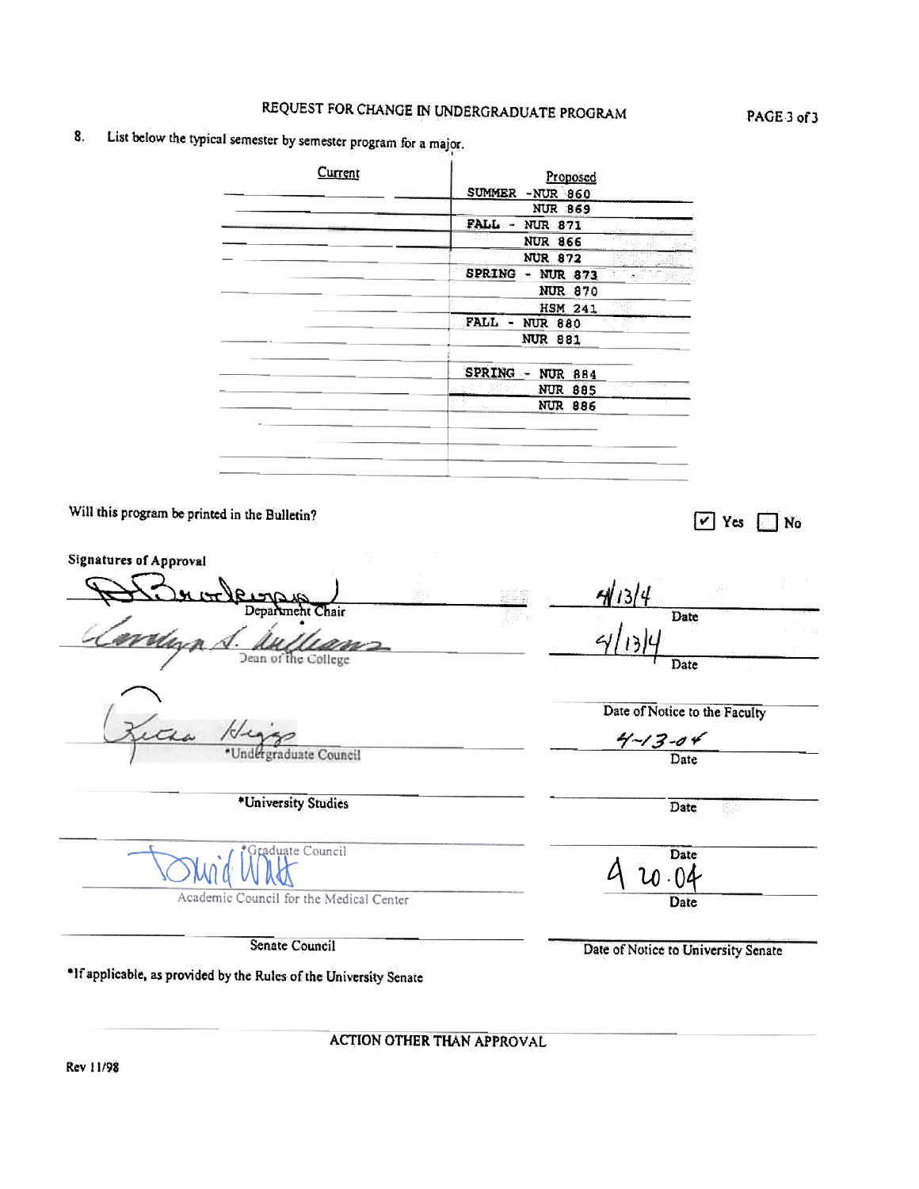REQUEST FOR CHANGE IN UNDERGRADUATE PROGRAM

8. List below the typical semester by semester program for a major.

| Current | Proposed |
|---|---|
| | SUMMER - NUR 860 |
| | NUR 869 |
| | FALL - NUR 871 |
| | NUR 866 |
| | NUR 872 |
| | SPRING - NUR 873 |
| | NUR 870 |
| | HSM 241 |
| | FALL - NUR 880 |
| | NUR 881 |
| | |
| | SPRING - NUR 884 |
| | NUR 885 |
| | NUR 886 |

Will this program be printed in the Bulletin? ☑ Yes ☐ No

**Signatures of Approval**

| | |
|---|---|
| Department Chair | 4/13/4 Date |
| Dean of the College | 4/13/4 Date |
| | Date of Notice to the Faculty |
| *Undergraduate Council | 4-13-04 Date |
| *University Studies | Date |
| *Graduate Council | Date |
| Academic Council for the Medical Center | 4 20.04 Date |
| Senate Council | Date of Notice to University Senate |

*If applicable, as provided by the Rules of the University Senate

ACTION OTHER THAN APPROVAL

Rev 11/98